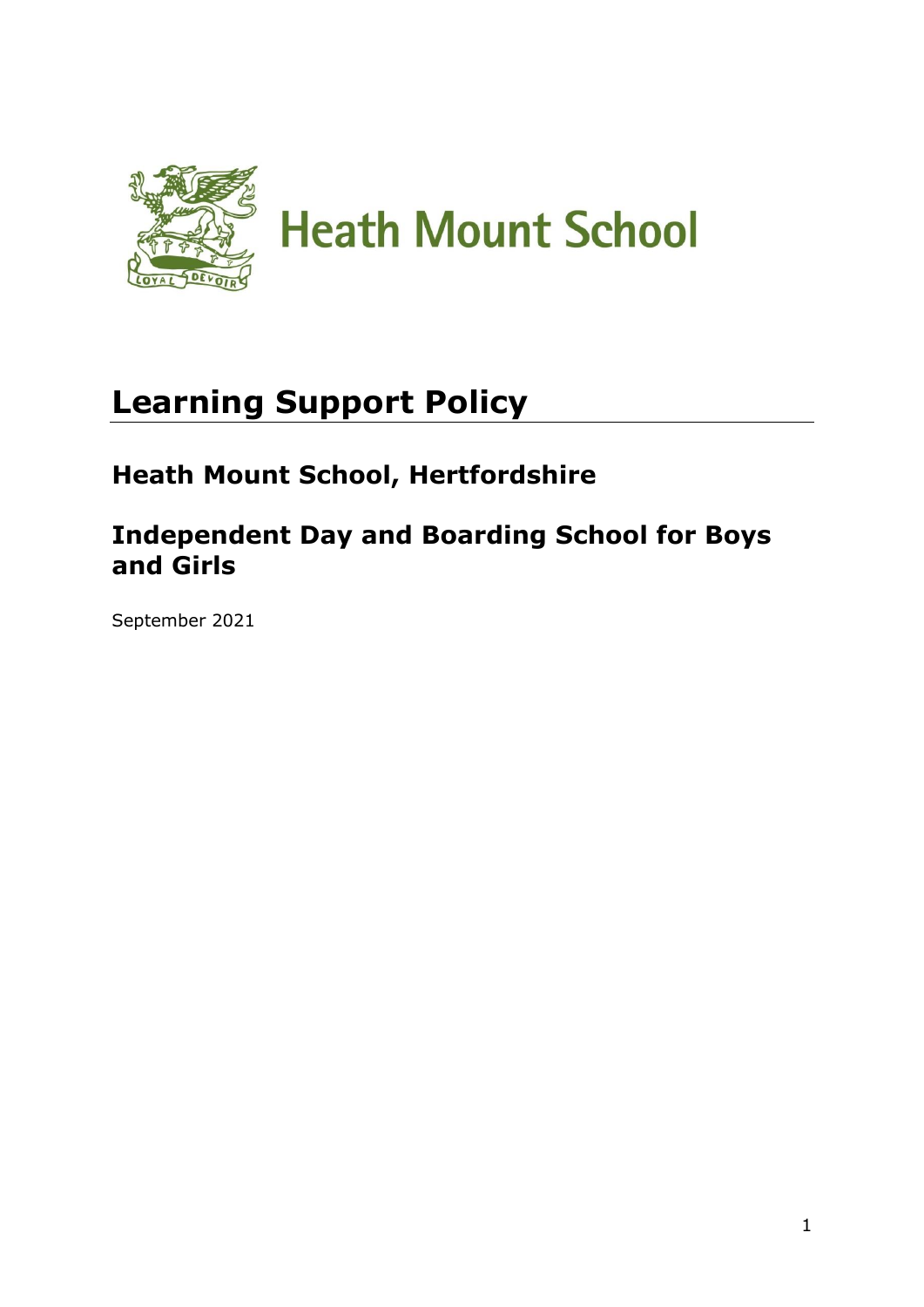Heath Mount School

# Learning Support Policy

## Heath Mount School, Hertfordshire

## Independent Day and Boarding School for Boys and Girls

September 2021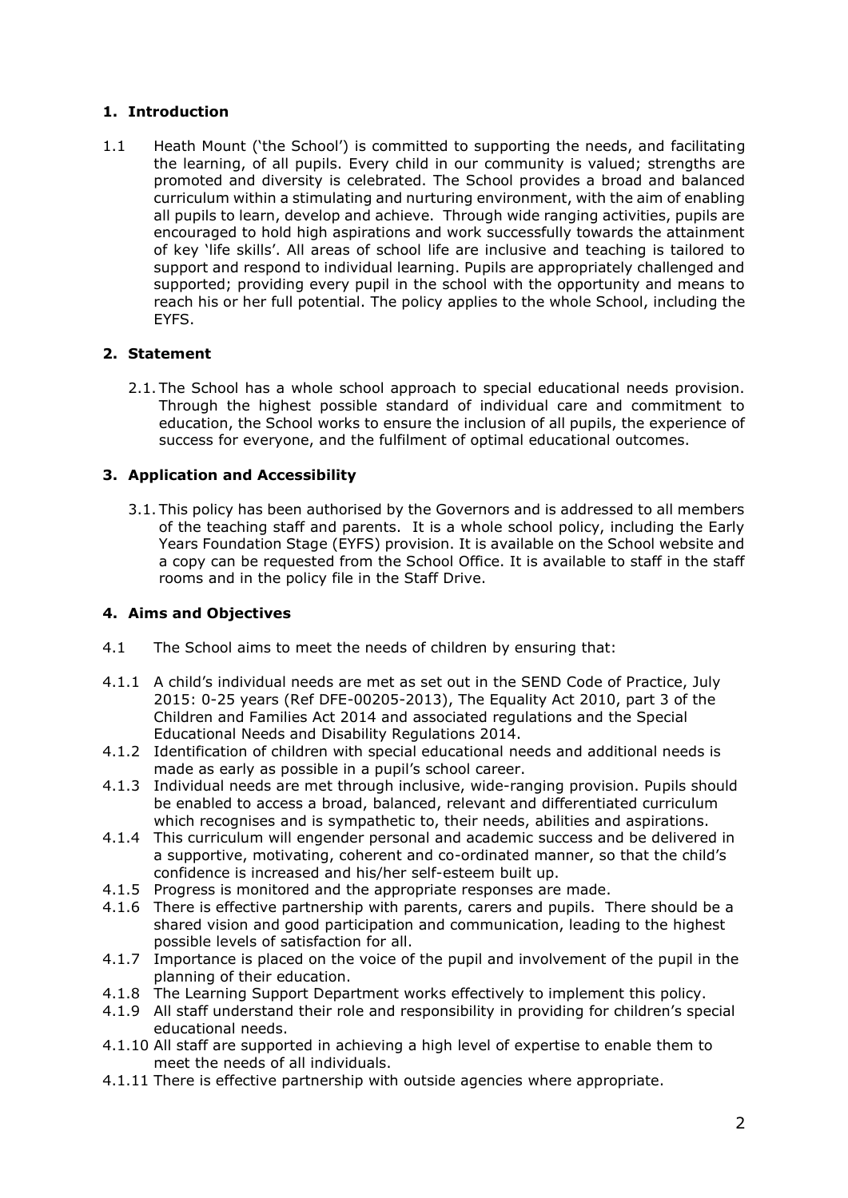## 1. Introduction

1.1 Heath Mount ('the School') is committed to supporting the needs, and facilitating the learning, of all pupils. Every child in our community is valued; strengths are promoted and diversity is celebrated. The School provides a broad and balanced curriculum within a stimulating and nurturing environment, with the aim of enabling all pupils to learn, develop and achieve. Through wide ranging activities, pupils are encouraged to hold high aspirations and work successfully towards the attainment of key 'life skills'. All areas of school life are inclusive and teaching is tailored to support and respond to individual learning. Pupils are appropriately challenged and supported; providing every pupil in the school with the opportunity and means to reach his or her full potential. The policy applies to the whole School, including the EYFS.

## 2. Statement

2.1. The School has a whole school approach to special educational needs provision. Through the highest possible standard of individual care and commitment to education, the School works to ensure the inclusion of all pupils, the experience of success for everyone, and the fulfilment of optimal educational outcomes.

## 3. Application and Accessibility

3.1. This policy has been authorised by the Governors and is addressed to all members of the teaching staff and parents. It is a whole school policy, including the Early Years Foundation Stage (EYFS) provision. It is available on the School website and a copy can be requested from the School Office. It is available to staff in the staff rooms and in the policy file in the Staff Drive.

## 4. Aims and Objectives

4.1 The School aims to meet the needs of children by ensuring that:

4.1.1 A child's individual needs are met as set out in the SEND Code of Practice, July 2015: 0-25 years (Ref DFE-00205-2013), The Equality Act 2010, part 3 of the Children and Families Act 2014 and associated regulations and the Special Educational Needs and Disability Regulations 2014.

4.1.2 Identification of children with special educational needs and additional needs is made as early as possible in a pupil's school career.

4.1.3 Individual needs are met through inclusive, wide-ranging provision. Pupils should be enabled to access a broad, balanced, relevant and differentiated curriculum which recognises and is sympathetic to, their needs, abilities and aspirations.

4.1.4 This curriculum will engender personal and academic success and be delivered in a supportive, motivating, coherent and co-ordinated manner, so that the child's confidence is increased and his/her self-esteem built up.

4.1.5 Progress is monitored and the appropriate responses are made.

4.1.6 There is effective partnership with parents, carers and pupils. There should be a shared vision and good participation and communication, leading to the highest possible levels of satisfaction for all.

4.1.7 Importance is placed on the voice of the pupil and involvement of the pupil in the planning of their education.

4.1.8 The Learning Support Department works effectively to implement this policy.

4.1.9 All staff understand their role and responsibility in providing for children's special educational needs.

4.1.10 All staff are supported in achieving a high level of expertise to enable them to meet the needs of all individuals.

4.1.11 There is effective partnership with outside agencies where appropriate.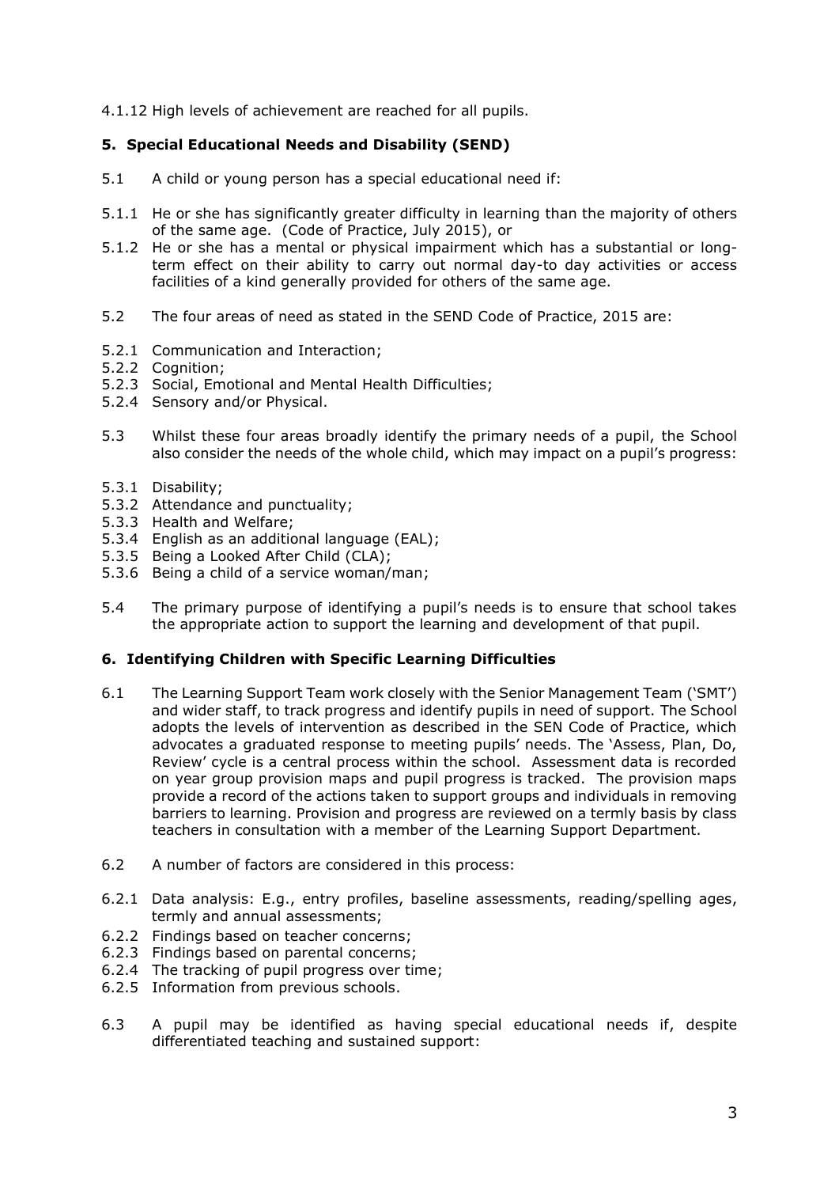4.1.12 High levels of achievement are reached for all pupils.

## 5. Special Educational Needs and Disability (SEND)

5.1 A child or young person has a special educational need if:

5.1.1 He or she has significantly greater difficulty in learning than the majority of others of the same age. (Code of Practice, July 2015), or

5.1.2 He or she has a mental or physical impairment which has a substantial or long-term effect on their ability to carry out normal day-to day activities or access facilities of a kind generally provided for others of the same age.

5.2 The four areas of need as stated in the SEND Code of Practice, 2015 are:

5.2.1 Communication and Interaction;
5.2.2 Cognition;
5.2.3 Social, Emotional and Mental Health Difficulties;
5.2.4 Sensory and/or Physical.

5.3 Whilst these four areas broadly identify the primary needs of a pupil, the School also consider the needs of the whole child, which may impact on a pupil's progress:

5.3.1 Disability;
5.3.2 Attendance and punctuality;
5.3.3 Health and Welfare;
5.3.4 English as an additional language (EAL);
5.3.5 Being a Looked After Child (CLA);
5.3.6 Being a child of a service woman/man;

5.4 The primary purpose of identifying a pupil's needs is to ensure that school takes the appropriate action to support the learning and development of that pupil.

## 6. Identifying Children with Specific Learning Difficulties

6.1 The Learning Support Team work closely with the Senior Management Team ('SMT') and wider staff, to track progress and identify pupils in need of support. The School adopts the levels of intervention as described in the SEN Code of Practice, which advocates a graduated response to meeting pupils' needs. The 'Assess, Plan, Do, Review' cycle is a central process within the school. Assessment data is recorded on year group provision maps and pupil progress is tracked. The provision maps provide a record of the actions taken to support groups and individuals in removing barriers to learning. Provision and progress are reviewed on a termly basis by class teachers in consultation with a member of the Learning Support Department.

6.2 A number of factors are considered in this process:

6.2.1 Data analysis: E.g., entry profiles, baseline assessments, reading/spelling ages, termly and annual assessments;
6.2.2 Findings based on teacher concerns;
6.2.3 Findings based on parental concerns;
6.2.4 The tracking of pupil progress over time;
6.2.5 Information from previous schools.

6.3 A pupil may be identified as having special educational needs if, despite differentiated teaching and sustained support: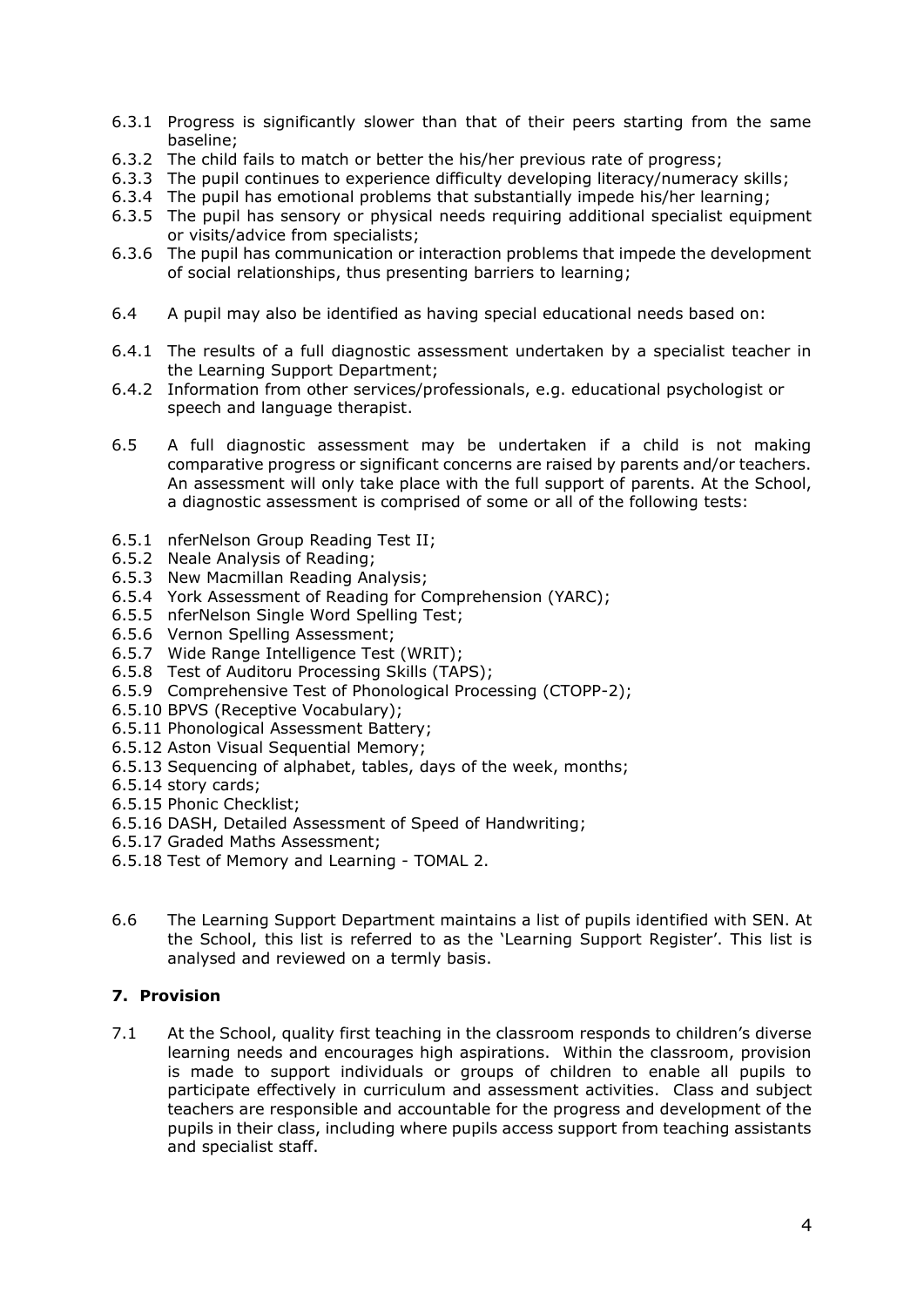6.3.1 Progress is significantly slower than that of their peers starting from the same baseline;

6.3.2 The child fails to match or better the his/her previous rate of progress;

6.3.3 The pupil continues to experience difficulty developing literacy/numeracy skills;

6.3.4 The pupil has emotional problems that substantially impede his/her learning;

6.3.5 The pupil has sensory or physical needs requiring additional specialist equipment or visits/advice from specialists;

6.3.6 The pupil has communication or interaction problems that impede the development of social relationships, thus presenting barriers to learning;

6.4 A pupil may also be identified as having special educational needs based on:

6.4.1 The results of a full diagnostic assessment undertaken by a specialist teacher in the Learning Support Department;

6.4.2 Information from other services/professionals, e.g. educational psychologist or speech and language therapist.

6.5 A full diagnostic assessment may be undertaken if a child is not making comparative progress or significant concerns are raised by parents and/or teachers. An assessment will only take place with the full support of parents. At the School, a diagnostic assessment is comprised of some or all of the following tests:

6.5.1 nferNelson Group Reading Test II;

6.5.2 Neale Analysis of Reading;

6.5.3 New Macmillan Reading Analysis;

6.5.4 York Assessment of Reading for Comprehension (YARC);

6.5.5 nferNelson Single Word Spelling Test;

6.5.6 Vernon Spelling Assessment;

6.5.7 Wide Range Intelligence Test (WRIT);

6.5.8 Test of Auditoru Processing Skills (TAPS);

6.5.9 Comprehensive Test of Phonological Processing (CTOPP-2);

6.5.10 BPVS (Receptive Vocabulary);

6.5.11 Phonological Assessment Battery;

6.5.12 Aston Visual Sequential Memory;

6.5.13 Sequencing of alphabet, tables, days of the week, months;

6.5.14 story cards;

6.5.15 Phonic Checklist;

6.5.16 DASH, Detailed Assessment of Speed of Handwriting;

6.5.17 Graded Maths Assessment;

6.5.18 Test of Memory and Learning - TOMAL 2.

6.6 The Learning Support Department maintains a list of pupils identified with SEN. At the School, this list is referred to as the 'Learning Support Register'. This list is analysed and reviewed on a termly basis.

## 7. Provision

7.1 At the School, quality first teaching in the classroom responds to children's diverse learning needs and encourages high aspirations. Within the classroom, provision is made to support individuals or groups of children to enable all pupils to participate effectively in curriculum and assessment activities. Class and subject teachers are responsible and accountable for the progress and development of the pupils in their class, including where pupils access support from teaching assistants and specialist staff.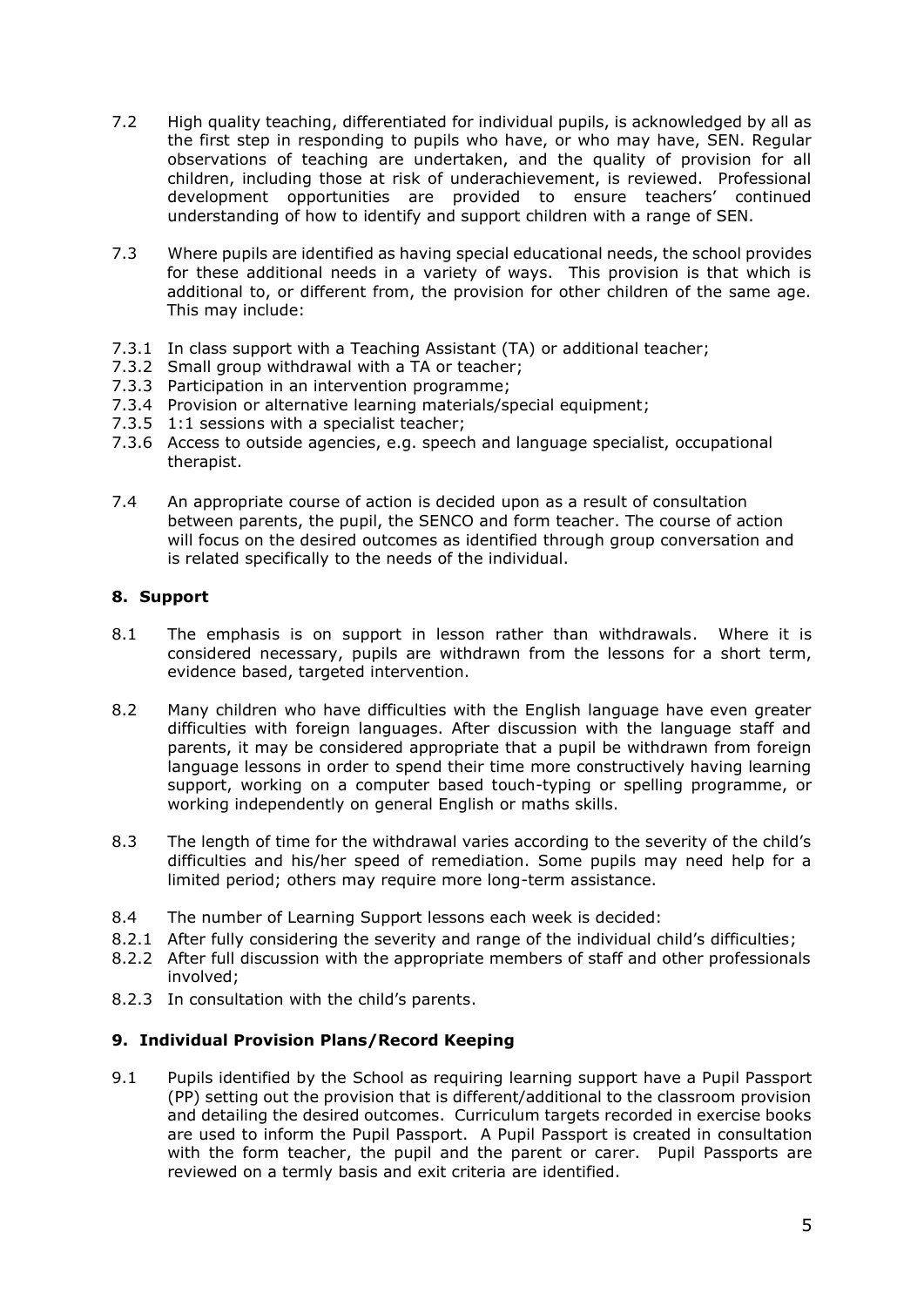7.2 High quality teaching, differentiated for individual pupils, is acknowledged by all as the first step in responding to pupils who have, or who may have, SEN. Regular observations of teaching are undertaken, and the quality of provision for all children, including those at risk of underachievement, is reviewed. Professional development opportunities are provided to ensure teachers' continued understanding of how to identify and support children with a range of SEN.

7.3 Where pupils are identified as having special educational needs, the school provides for these additional needs in a variety of ways. This provision is that which is additional to, or different from, the provision for other children of the same age. This may include:

7.3.1 In class support with a Teaching Assistant (TA) or additional teacher;
7.3.2 Small group withdrawal with a TA or teacher;
7.3.3 Participation in an intervention programme;
7.3.4 Provision or alternative learning materials/special equipment;
7.3.5 1:1 sessions with a specialist teacher;
7.3.6 Access to outside agencies, e.g. speech and language specialist, occupational therapist.

7.4 An appropriate course of action is decided upon as a result of consultation between parents, the pupil, the SENCO and form teacher. The course of action will focus on the desired outcomes as identified through group conversation and is related specifically to the needs of the individual.

## 8. Support

8.1 The emphasis is on support in lesson rather than withdrawals. Where it is considered necessary, pupils are withdrawn from the lessons for a short term, evidence based, targeted intervention.

8.2 Many children who have difficulties with the English language have even greater difficulties with foreign languages. After discussion with the language staff and parents, it may be considered appropriate that a pupil be withdrawn from foreign language lessons in order to spend their time more constructively having learning support, working on a computer based touch-typing or spelling programme, or working independently on general English or maths skills.

8.3 The length of time for the withdrawal varies according to the severity of the child's difficulties and his/her speed of remediation. Some pupils may need help for a limited period; others may require more long-term assistance.

8.4 The number of Learning Support lessons each week is decided:
8.2.1 After fully considering the severity and range of the individual child's difficulties;
8.2.2 After full discussion with the appropriate members of staff and other professionals involved;
8.2.3 In consultation with the child's parents.

## 9. Individual Provision Plans/Record Keeping

9.1 Pupils identified by the School as requiring learning support have a Pupil Passport (PP) setting out the provision that is different/additional to the classroom provision and detailing the desired outcomes. Curriculum targets recorded in exercise books are used to inform the Pupil Passport. A Pupil Passport is created in consultation with the form teacher, the pupil and the parent or carer. Pupil Passports are reviewed on a termly basis and exit criteria are identified.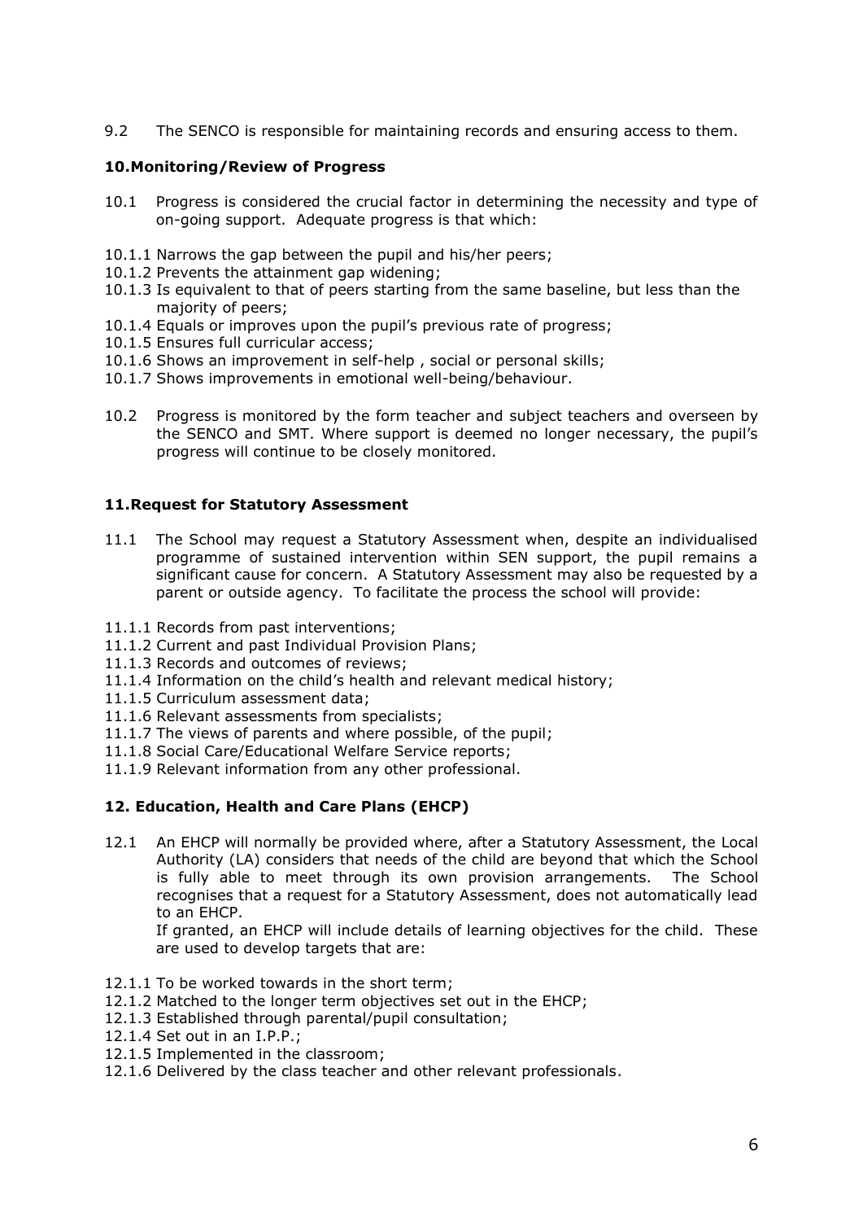9.2 The SENCO is responsible for maintaining records and ensuring access to them.

### 10. Monitoring/Review of Progress

10.1 Progress is considered the crucial factor in determining the necessity and type of on-going support. Adequate progress is that which:

10.1.1 Narrows the gap between the pupil and his/her peers;
10.1.2 Prevents the attainment gap widening;
10.1.3 Is equivalent to that of peers starting from the same baseline, but less than the majority of peers;
10.1.4 Equals or improves upon the pupil's previous rate of progress;
10.1.5 Ensures full curricular access;
10.1.6 Shows an improvement in self-help , social or personal skills;
10.1.7 Shows improvements in emotional well-being/behaviour.

10.2 Progress is monitored by the form teacher and subject teachers and overseen by the SENCO and SMT. Where support is deemed no longer necessary, the pupil's progress will continue to be closely monitored.

### 11. Request for Statutory Assessment

11.1 The School may request a Statutory Assessment when, despite an individualised programme of sustained intervention within SEN support, the pupil remains a significant cause for concern. A Statutory Assessment may also be requested by a parent or outside agency. To facilitate the process the school will provide:

11.1.1 Records from past interventions;
11.1.2 Current and past Individual Provision Plans;
11.1.3 Records and outcomes of reviews;
11.1.4 Information on the child's health and relevant medical history;
11.1.5 Curriculum assessment data;
11.1.6 Relevant assessments from specialists;
11.1.7 The views of parents and where possible, of the pupil;
11.1.8 Social Care/Educational Welfare Service reports;
11.1.9 Relevant information from any other professional.

### 12. Education, Health and Care Plans (EHCP)

12.1 An EHCP will normally be provided where, after a Statutory Assessment, the Local Authority (LA) considers that needs of the child are beyond that which the School is fully able to meet through its own provision arrangements. The School recognises that a request for a Statutory Assessment, does not automatically lead to an EHCP.
If granted, an EHCP will include details of learning objectives for the child. These are used to develop targets that are:

12.1.1 To be worked towards in the short term;
12.1.2 Matched to the longer term objectives set out in the EHCP;
12.1.3 Established through parental/pupil consultation;
12.1.4 Set out in an I.P.P.;
12.1.5 Implemented in the classroom;
12.1.6 Delivered by the class teacher and other relevant professionals.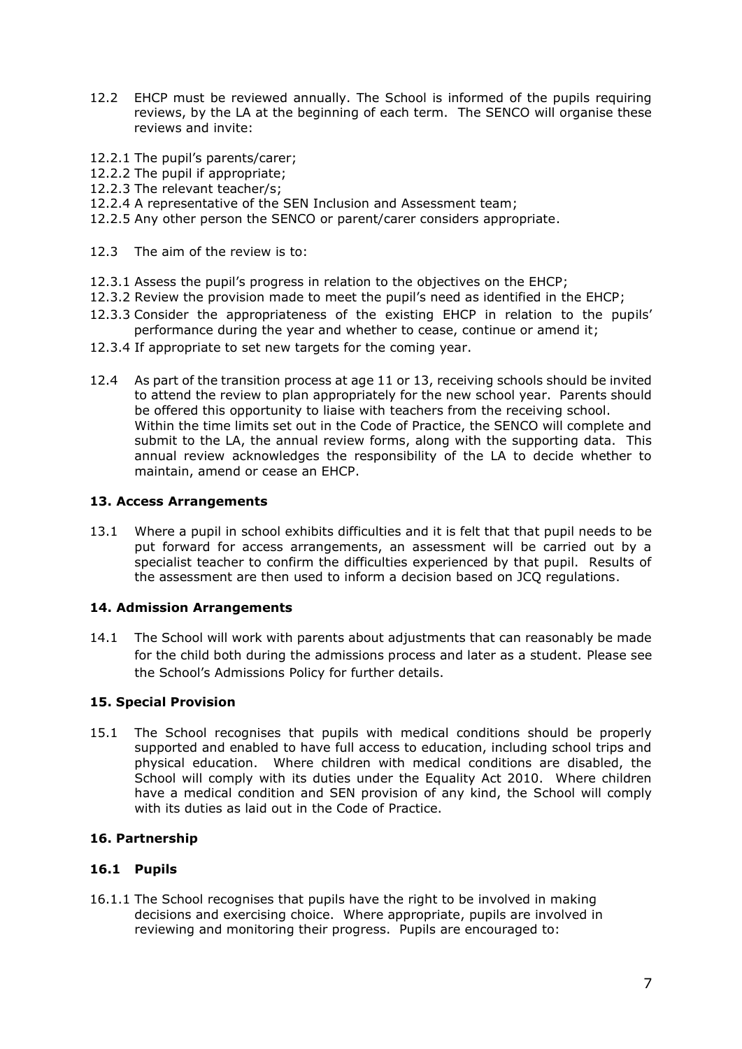12.2 EHCP must be reviewed annually. The School is informed of the pupils requiring reviews, by the LA at the beginning of each term. The SENCO will organise these reviews and invite:

12.2.1 The pupil's parents/carer;
12.2.2 The pupil if appropriate;
12.2.3 The relevant teacher/s;
12.2.4 A representative of the SEN Inclusion and Assessment team;
12.2.5 Any other person the SENCO or parent/carer considers appropriate.

12.3 The aim of the review is to:

12.3.1 Assess the pupil's progress in relation to the objectives on the EHCP;
12.3.2 Review the provision made to meet the pupil's need as identified in the EHCP;
12.3.3 Consider the appropriateness of the existing EHCP in relation to the pupils' performance during the year and whether to cease, continue or amend it;
12.3.4 If appropriate to set new targets for the coming year.

12.4 As part of the transition process at age 11 or 13, receiving schools should be invited to attend the review to plan appropriately for the new school year. Parents should be offered this opportunity to liaise with teachers from the receiving school. Within the time limits set out in the Code of Practice, the SENCO will complete and submit to the LA, the annual review forms, along with the supporting data. This annual review acknowledges the responsibility of the LA to decide whether to maintain, amend or cease an EHCP.

### 13. Access Arrangements

13.1 Where a pupil in school exhibits difficulties and it is felt that that pupil needs to be put forward for access arrangements, an assessment will be carried out by a specialist teacher to confirm the difficulties experienced by that pupil. Results of the assessment are then used to inform a decision based on JCQ regulations.

### 14. Admission Arrangements

14.1 The School will work with parents about adjustments that can reasonably be made for the child both during the admissions process and later as a student. Please see the School's Admissions Policy for further details.

### 15. Special Provision

15.1 The School recognises that pupils with medical conditions should be properly supported and enabled to have full access to education, including school trips and physical education. Where children with medical conditions are disabled, the School will comply with its duties under the Equality Act 2010. Where children have a medical condition and SEN provision of any kind, the School will comply with its duties as laid out in the Code of Practice.

### 16. Partnership

#### 16.1 Pupils

16.1.1 The School recognises that pupils have the right to be involved in making decisions and exercising choice. Where appropriate, pupils are involved in reviewing and monitoring their progress. Pupils are encouraged to: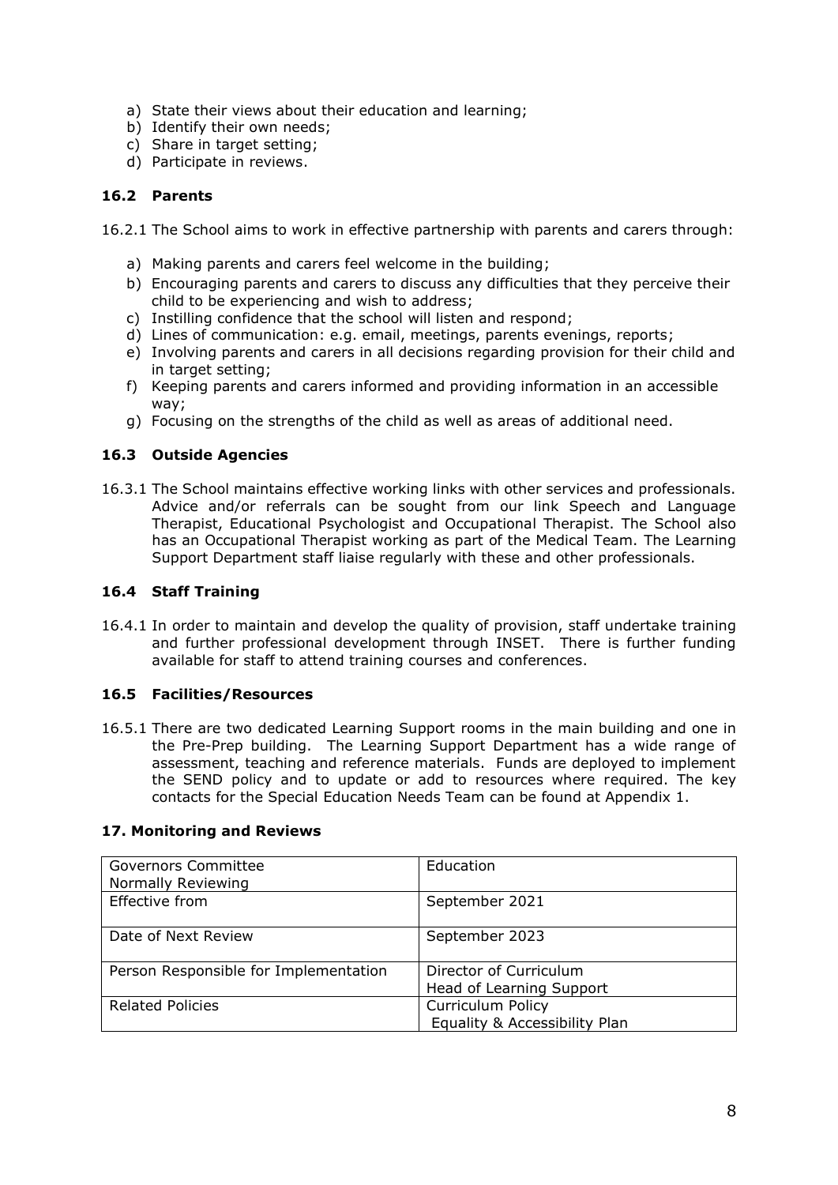a) State their views about their education and learning;
b) Identify their own needs;
c) Share in target setting;
d) Participate in reviews.

### 16.2 Parents

16.2.1 The School aims to work in effective partnership with parents and carers through:

a) Making parents and carers feel welcome in the building;
b) Encouraging parents and carers to discuss any difficulties that they perceive their child to be experiencing and wish to address;
c) Instilling confidence that the school will listen and respond;
d) Lines of communication: e.g. email, meetings, parents evenings, reports;
e) Involving parents and carers in all decisions regarding provision for their child and in target setting;
f) Keeping parents and carers informed and providing information in an accessible way;
g) Focusing on the strengths of the child as well as areas of additional need.

### 16.3 Outside Agencies

16.3.1 The School maintains effective working links with other services and professionals. Advice and/or referrals can be sought from our link Speech and Language Therapist, Educational Psychologist and Occupational Therapist. The School also has an Occupational Therapist working as part of the Medical Team. The Learning Support Department staff liaise regularly with these and other professionals.

### 16.4 Staff Training

16.4.1 In order to maintain and develop the quality of provision, staff undertake training and further professional development through INSET. There is further funding available for staff to attend training courses and conferences.

### 16.5 Facilities/Resources

16.5.1 There are two dedicated Learning Support rooms in the main building and one in the Pre-Prep building. The Learning Support Department has a wide range of assessment, teaching and reference materials. Funds are deployed to implement the SEND policy and to update or add to resources where required. The key contacts for the Special Education Needs Team can be found at Appendix 1.

### 17. Monitoring and Reviews

| Governors Committee Normally Reviewing | Education |
|---|---|
| Effective from | September 2021 |
| Date of Next Review | September 2023 |
| Person Responsible for Implementation | Director of Curriculum<br>Head of Learning Support |
| Related Policies | Curriculum Policy<br>Equality & Accessibility Plan |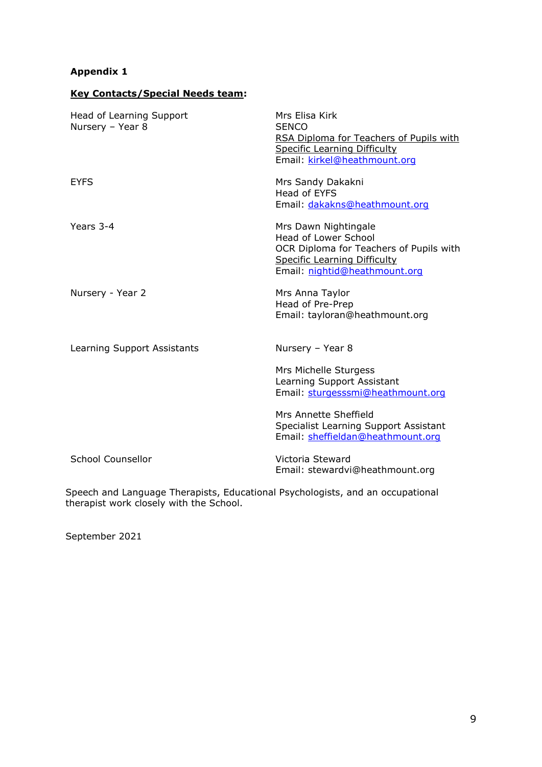**Appendix 1**

**Key Contacts/Special Needs team:**

| | |
|---|---|
| Head of Learning Support<br>Nursery – Year 8 | Mrs Elisa Kirk<br>SENCO<br>RSA Diploma for Teachers of Pupils with Specific Learning Difficulty<br>Email: kirkel@heathmount.org |
| EYFS | Mrs Sandy Dakakni<br>Head of EYFS<br>Email: dakakns@heathmount.org |
| Years 3-4 | Mrs Dawn Nightingale<br>Head of Lower School<br>OCR Diploma for Teachers of Pupils with Specific Learning Difficulty<br>Email: nightid@heathmount.org |
| Nursery - Year 2 | Mrs Anna Taylor<br>Head of Pre-Prep<br>Email: tayloran@heathmount.org |
| Learning Support Assistants | Nursery – Year 8<br><br>Mrs Michelle Sturgess<br>Learning Support Assistant<br>Email: sturgesssmi@heathmount.org<br><br>Mrs Annette Sheffield<br>Specialist Learning Support Assistant<br>Email: sheffieldan@heathmount.org |
| School Counsellor | Victoria Steward<br>Email: stewardvi@heathmount.org |

Speech and Language Therapists, Educational Psychologists, and an occupational therapist work closely with the School.

September 2021